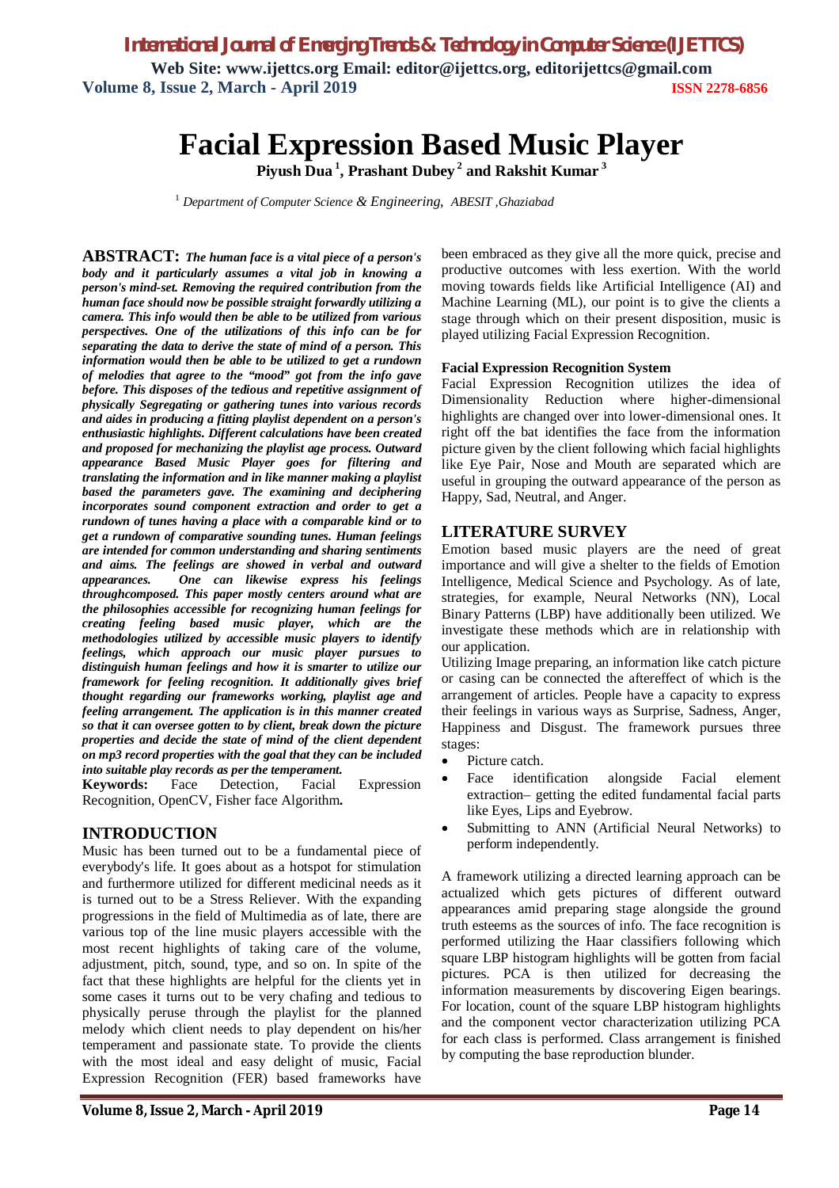# Facial Expression Based Music Player

**Piyush Dua [1], Prashant Dubey [2] and Rakshit Kumar [3]**

[1] *Department of Computer Science & Engineering, ABESIT ,Ghaziabad*

**ABSTRACT:** ***The human face is a vital piece of a person's body and it particularly assumes a vital job in knowing a person's mind-set. Removing the required contribution from the human face should now be possible straight forwardly utilizing a camera. This info would then be able to be utilized from various perspectives. One of the utilizations of this info can be for separating the data to derive the state of mind of a person. This information would then be able to be utilized to get a rundown of melodies that agree to the "mood" got from the info gave before. This disposes of the tedious and repetitive assignment of physically Segregating or gathering tunes into various records and aides in producing a fitting playlist dependent on a person's enthusiastic highlights. Different calculations have been created and proposed for mechanizing the playlist age process. Outward appearance Based Music Player goes for filtering and translating the information and in like manner making a playlist based the parameters gave. The examining and deciphering incorporates sound component extraction and order to get a rundown of tunes having a place with a comparable kind or to get a rundown of comparative sounding tunes. Human feelings are intended for common understanding and sharing sentiments and aims. The feelings are showed in verbal and outward appearances. One can likewise express his feelings throughcomposed. This paper mostly centers around what are the philosophies accessible for recognizing human feelings for creating feeling based music player, which are the methodologies utilized by accessible music players to identify feelings, which approach our music player pursues to distinguish human feelings and how it is smarter to utilize our framework for feeling recognition. It additionally gives brief thought regarding our frameworks working, playlist age and feeling arrangement. The application is in this manner created so that it can oversee gotten to by client, break down the picture properties and decide the state of mind of the client dependent on mp3 record properties with the goal that they can be included into suitable play records as per the temperament.***

**Keywords:** Face Detection, Facial Expression Recognition, OpenCV, Fisher face Algorithm**.**

## INTRODUCTION

Music has been turned out to be a fundamental piece of everybody's life. It goes about as a hotspot for stimulation and furthermore utilized for different medicinal needs as it is turned out to be a Stress Reliever. With the expanding progressions in the field of Multimedia as of late, there are various top of the line music players accessible with the most recent highlights of taking care of the volume, adjustment, pitch, sound, type, and so on. In spite of the fact that these highlights are helpful for the clients yet in some cases it turns out to be very chafing and tedious to physically peruse through the playlist for the planned melody which client needs to play dependent on his/her temperament and passionate state. To provide the clients with the most ideal and easy delight of music, Facial Expression Recognition (FER) based frameworks have been embraced as they give all the more quick, precise and productive outcomes with less exertion. With the world moving towards fields like Artificial Intelligence (AI) and Machine Learning (ML), our point is to give the clients a stage through which on their present disposition, music is played utilizing Facial Expression Recognition.

### Facial Expression Recognition System

Facial Expression Recognition utilizes the idea of Dimensionality Reduction where higher-dimensional highlights are changed over into lower-dimensional ones. It right off the bat identifies the face from the information picture given by the client following which facial highlights like Eye Pair, Nose and Mouth are separated which are useful in grouping the outward appearance of the person as Happy, Sad, Neutral, and Anger.

## LITERATURE SURVEY

Emotion based music players are the need of great importance and will give a shelter to the fields of Emotion Intelligence, Medical Science and Psychology. As of late, strategies, for example, Neural Networks (NN), Local Binary Patterns (LBP) have additionally been utilized. We investigate these methods which are in relationship with our application.

Utilizing Image preparing, an information like catch picture or casing can be connected the aftereffect of which is the arrangement of articles. People have a capacity to express their feelings in various ways as Surprise, Sadness, Anger, Happiness and Disgust. The framework pursues three stages:

- Picture catch.
- Face identification alongside Facial element extraction– getting the edited fundamental facial parts like Eyes, Lips and Eyebrow.
- Submitting to ANN (Artificial Neural Networks) to perform independently.

A framework utilizing a directed learning approach can be actualized which gets pictures of different outward appearances amid preparing stage alongside the ground truth esteems as the sources of info. The face recognition is performed utilizing the Haar classifiers following which square LBP histogram highlights will be gotten from facial pictures. PCA is then utilized for decreasing the information measurements by discovering Eigen bearings. For location, count of the square LBP histogram highlights and the component vector characterization utilizing PCA for each class is performed. Class arrangement is finished by computing the base reproduction blunder.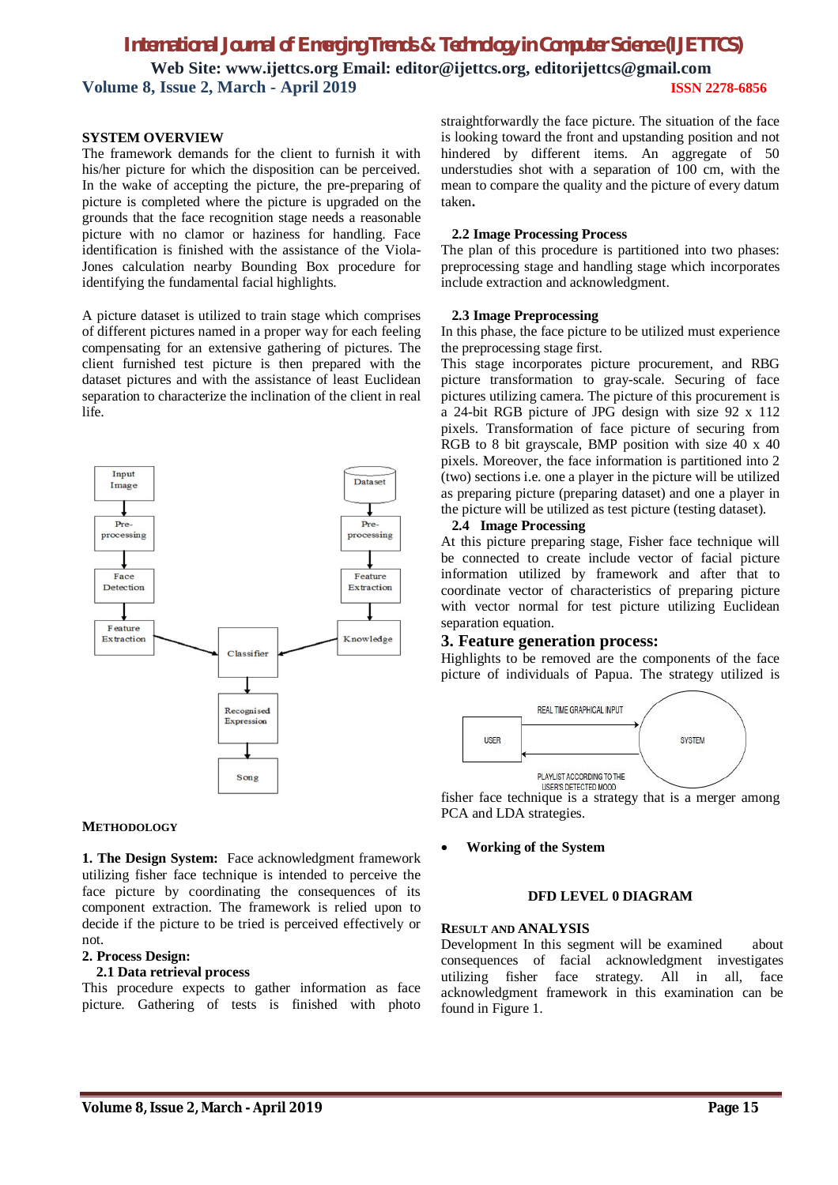## SYSTEM OVERVIEW

The framework demands for the client to furnish it with his/her picture for which the disposition can be perceived. In the wake of accepting the picture, the pre-preparing of picture is completed where the picture is upgraded on the grounds that the face recognition stage needs a reasonable picture with no clamor or haziness for handling. Face identification is finished with the assistance of the Viola-Jones calculation nearby Bounding Box procedure for identifying the fundamental facial highlights.

A picture dataset is utilized to train stage which comprises of different pictures named in a proper way for each feeling compensating for an extensive gathering of pictures. The client furnished test picture is then prepared with the dataset pictures and with the assistance of least Euclidean separation to characterize the inclination of the client in real life.

Input Image → Pre-processing → Face Detection → Feature Extraction → Classifier

Dataset → Pre-processing → Feature Extraction → Knowledge → Classifier

Classifier → Recognised Expression → Song

## METHODOLOGY

**1. The Design System:** Face acknowledgment framework utilizing fisher face technique is intended to perceive the face picture by coordinating the consequences of its component extraction. The framework is relied upon to decide if the picture to be tried is perceived effectively or not.

**2. Process Design:**

**2.1 Data retrieval process**

This procedure expects to gather information as face picture. Gathering of tests is finished with photo straightforwardly the face picture. The situation of the face is looking toward the front and upstanding position and not hindered by different items. An aggregate of 50 understudies shot with a separation of 100 cm, with the mean to compare the quality and the picture of every datum taken**.**

**2.2 Image Processing Process**

The plan of this procedure is partitioned into two phases: preprocessing stage and handling stage which incorporates include extraction and acknowledgment.

**2.3 Image Preprocessing**

In this phase, the face picture to be utilized must experience the preprocessing stage first.

This stage incorporates picture procurement, and RBG picture transformation to gray-scale. Securing of face pictures utilizing camera. The picture of this procurement is a 24-bit RGB picture of JPG design with size 92 x 112 pixels. Transformation of face picture of securing from RGB to 8 bit grayscale, BMP position with size 40 x 40 pixels. Moreover, the face information is partitioned into 2 (two) sections i.e. one a player in the picture will be utilized as preparing picture (preparing dataset) and one a player in the picture will be utilized as test picture (testing dataset).

**2.4 Image Processing**

At this picture preparing stage, Fisher face technique will be connected to create include vector of facial picture information utilized by framework and after that to coordinate vector of characteristics of preparing picture with vector normal for test picture utilizing Euclidean separation equation.

## 3. Feature generation process:

Highlights to be removed are the components of the face picture of individuals of Papua. The strategy utilized is fisher face technique is a strategy that is a merger among PCA and LDA strategies.

USER → (REAL TIME GRAPHICAL INPUT) → SYSTEM

SYSTEM → (PLAYLIST ACCORDING TO THE USER'S DETECTED MOOD) → USER

- **Working of the System**

**DFD LEVEL 0 DIAGRAM**

## RESULT AND ANALYSIS

Development In this segment will be examined about consequences of facial acknowledgment investigates utilizing fisher face strategy. All in all, face acknowledgment framework in this examination can be found in Figure 1.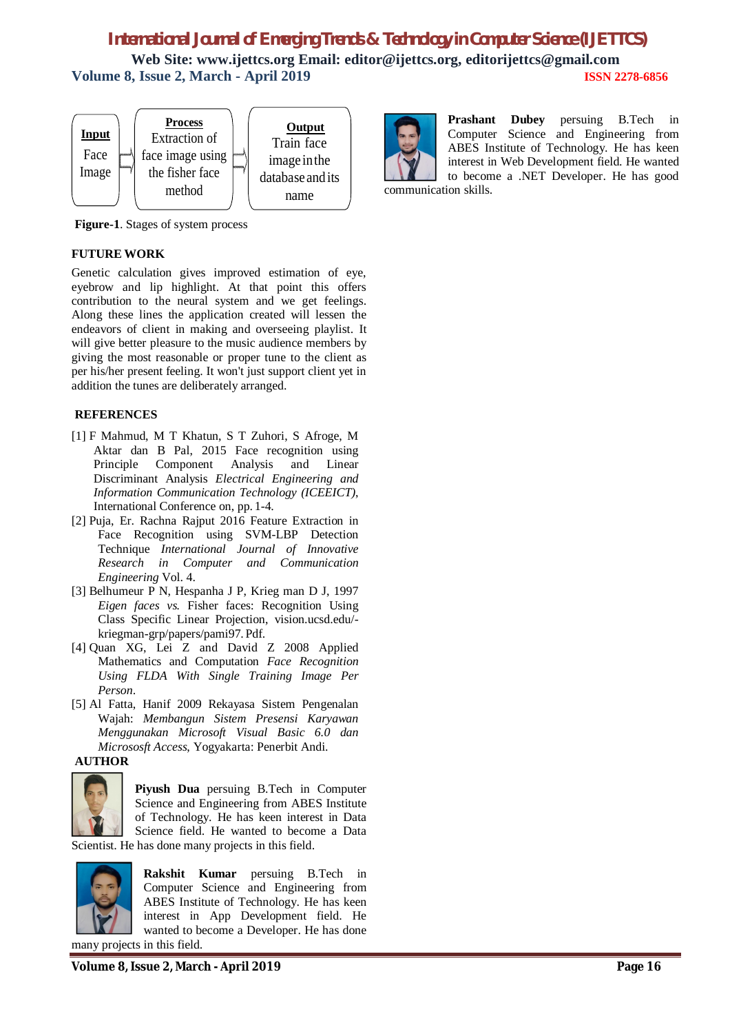**Input**
Face Image

**Process**
Extraction of face image using the fisher face method

**Output**
Train face image in the database and its name

**Figure-1**. Stages of system process

## FUTURE WORK

Genetic calculation gives improved estimation of eye, eyebrow and lip highlight. At that point this offers contribution to the neural system and we get feelings. Along these lines the application created will lessen the endeavors of client in making and overseeing playlist. It will give better pleasure to the music audience members by giving the most reasonable or proper tune to the client as per his/her present feeling. It won't just support client yet in addition the tunes are deliberately arranged.

## REFERENCES

[1] F Mahmud, M T Khatun, S T Zuhori, S Afroge, M Aktar dan B Pal, 2015 Face recognition using Principle Component Analysis and Linear Discriminant Analysis *Electrical Engineering and Information Communication Technology (ICEEICT)*, International Conference on, pp. 1-4.

[2] Puja, Er. Rachna Rajput 2016 Feature Extraction in Face Recognition using SVM-LBP Detection Technique *International Journal of Innovative Research in Computer and Communication Engineering* Vol. 4.

[3] Belhumeur P N, Hespanha J P, Krieg man D J, 1997 *Eigen faces vs.* Fisher faces: Recognition Using Class Specific Linear Projection, vision.ucsd.edu/-kriegman-grp/papers/pami97. Pdf.

[4] Quan XG, Lei Z and David Z 2008 Applied Mathematics and Computation *Face Recognition Using FLDA With Single Training Image Per Person*.

[5] Al Fatta, Hanif 2009 Rekayasa Sistem Pengenalan Wajah: *Membangun Sistem Presensi Karyawan Menggunakan Microsoft Visual Basic 6.0 dan Micrososft Access*, Yogyakarta: Penerbit Andi.

## AUTHOR

**Piyush Dua** persuing B.Tech in Computer Science and Engineering from ABES Institute of Technology. He has keen interest in Data Science field. He wanted to become a Data Scientist. He has done many projects in this field.

**Rakshit Kumar** persuing B.Tech in Computer Science and Engineering from ABES Institute of Technology. He has keen interest in App Development field. He wanted to become a Developer. He has done many projects in this field.

**Prashant Dubey** persuing B.Tech in Computer Science and Engineering from ABES Institute of Technology. He has keen interest in Web Development field. He wanted to become a .NET Developer. He has good communication skills.